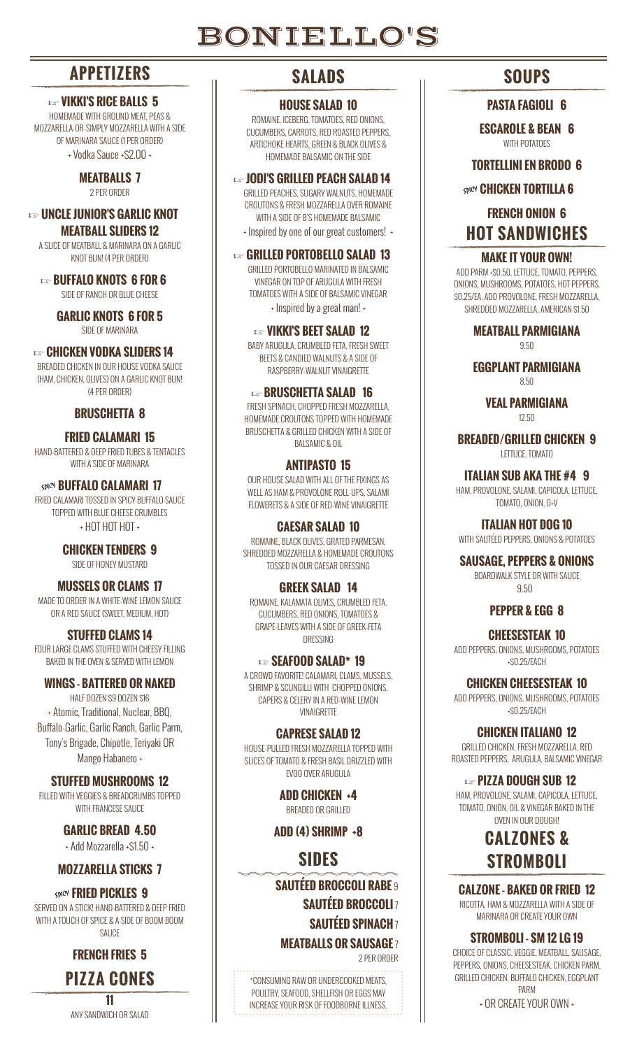# BONIELLO'S

## APPETIZERS

### ☞ VIKKI'S RICE BALLS 5
HOMEMADE WITH GROUND MEAT, PEAS & MOZZARELLA OR SIMPLY MOZZARELLA WITH A SIDE OF MARINARA SAUCE (1 PER ORDER)
+ Vodka Sauce +$2.00 +

### MEATBALLS 7
2 PER ORDER

### ☞ UNCLE JUNIOR'S GARLIC KNOT MEATBALL SLIDERS 12
A SLICE OF MEATBALL & MARINARA ON A GARLIC KNOT BUN! (4 PER ORDER)

### ☞ BUFFALO KNOTS 6 FOR 6
SIDE OF RANCH OR BLUE CHEESE

### GARLIC KNOTS 6 FOR 5
SIDE OF MARINARA

### ☞ CHICKEN VODKA SLIDERS 14
BREADED CHICKEN IN OUR HOUSE VODKA SAUCE (HAM, CHICKEN, OLIVES) ON A GARLIC KNOT BUN! (4 PER ORDER)

### BRUSCHETTA 8

### FRIED CALAMARI 15
HAND-BATTERED & DEEP FRIED TUBES & TENTACLES WITH A SIDE OF MARINARA

### SPICY BUFFALO CALAMARI 17
FRIED CALAMARI TOSSED IN SPICY BUFFALO SAUCE TOPPED WITH BLUE CHEESE CRUMBLES
+ HOT HOT HOT +

### CHICKEN TENDERS 9
SIDE OF HONEY MUSTARD

### MUSSELS OR CLAMS 17
MADE TO ORDER IN A WHITE-WINE LEMON SAUCE OR A RED SAUCE (SWEET, MEDIUM, HOT)

### STUFFED CLAMS 14
FOUR LARGE CLAMS STUFFED WITH CHEESY FILLING BAKED IN THE OVEN & SERVED WITH LEMON

### WINGS - BATTERED OR NAKED
HALF DOZEN $9 DOZEN $16
+ Atomic, Traditional, Nuclear, BBQ, Buffalo-Garlic, Garlic Ranch, Garlic Parm, Tony's Brigade, Chipotle, Teriyaki OR Mango Habanero +

### STUFFED MUSHROOMS 12
FILLED WITH VEGGIES & BREADCRUMBS TOPPED WITH FRANCESE SAUCE

### GARLIC BREAD 4.50
+ Add Mozzarella +$1.50 +

### MOZZARELLA STICKS 7

### SPICY FRIED PICKLES 9
SERVED ON A STICK! HAND-BATTERED & DEEP FRIED WITH A TOUCH OF SPICE & A SIDE OF BOOM BOOM SAUCE

### FRENCH FRIES 5

## PIZZA CONES

**11**
ANY SANDWICH OR SALAD

## SALADS

### HOUSE SALAD 10
ROMAINE, ICEBERG, TOMATOES, RED ONIONS, CUCUMBERS, CARROTS, RED ROASTED PEPPERS, ARTICHOKE HEARTS, GREEN & BLACK OLIVES & HOMEMADE BALSAMIC ON THE SIDE

### ☞ JODI'S GRILLED PEACH SALAD 14
GRILLED PEACHES, SUGARY WALNUTS, HOMEMADE CROUTONS & FRESH MOZZARELLA OVER ROMAINE WITH A SIDE OF B'S HOMEMADE BALSAMIC
+ Inspired by one of our great customers! +

### ☞ GRILLED PORTOBELLO SALAD 13
GRILLED PORTOBELLO MARINATED IN BALSAMIC VINEGAR ON TOP OF ARUGULA WITH FRESH TOMATOES WITH A SIDE OF BALSAMIC VINEGAR
+ Inspired by a great man! +

### ☞ VIKKI'S BEET SALAD 12
BABY ARUGULA, CRUMBLED FETA, FRESH SWEET BEETS & CANDIED WALNUTS & A SIDE OF RASPBERRY-WALNUT VINAIGRETTE

### ☞ BRUSCHETTA SALAD 16
FRESH SPINACH, CHOPPED FRESH MOZZARELLA, HOMEMADE CROUTONS TOPPED WITH HOMEMADE BRUSCHETTA & GRILLED CHICKEN WITH A SIDE OF BALSAMIC & OIL

### ANTIPASTO 15
OUR HOUSE SALAD WITH ALL OF THE FIXINGS AS WELL AS HAM & PROVOLONE ROLL-UPS, SALAMI FLOWERETS & A SIDE OF RED-WINE VINAIGRETTE

### CAESAR SALAD 10
ROMAINE, BLACK OLIVES, GRATED PARMESAN, SHREDDED MOZZARELLA & HOMEMADE CROUTONS TOSSED IN OUR CAESAR DRESSING

### GREEK SALAD 14
ROMAINE, KALAMATA OLIVES, CRUMBLED FETA, CUCUMBERS, RED ONIONS, TOMATOES & GRAPE-LEAVES WITH A SIDE OF GREEK-FETA DRESSING

### ☞ SEAFOOD SALAD* 19
A CROWD FAVORITE! CALAMARI, CLAMS, MUSSELS, SHRIMP & SCUNGILLI WITH CHOPPED ONIONS, CAPERS & CELERY IN A RED-WINE LEMON VINAIGRETTE

### CAPRESE SALAD 12
HOUSE-PULLED FRESH MOZZARELLA TOPPED WITH SLICES OF TOMATO & FRESH BASIL DRIZZLED WITH EVOO OVER ARUGULA

### ADD CHICKEN +4
BREADED OR GRILLED

### ADD (4) SHRIMP +8

## SIDES

### SAUTÉED BROCCOLI RABE 9
### SAUTÉED BROCCOLI 7
### SAUTÉED SPINACH 7
### MEATBALLS OR SAUSAGE 7
2 PER ORDER

*CONSUMING RAW OR UNDERCOOKED MEATS, POULTRY, SEAFOOD, SHELLFISH OR EGGS MAY INCREASE YOUR RISK OF FOODBORNE ILLNESS.

## SOUPS

### PASTA FAGIOLI 6

### ESCAROLE & BEAN 6
WITH POTATOES

### TORTELLINI EN BRODO 6

### SPICY CHICKEN TORTILLA 6

### FRENCH ONION 6

## HOT SANDWICHES

### MAKE IT YOUR OWN!
ADD PARM +$0.50, LETTUCE, TOMATO, PEPPERS, ONIONS, MUSHROOMS, POTATOES, HOT PEPPERS, $0.25/EA. ADD PROVOLONE, FRESH MOZZARELLA, SHREDDED MOZZARELLA, AMERICAN $1.50

### MEATBALL PARMIGIANA
9.50

### EGGPLANT PARMIGIANA
8.50

### VEAL PARMIGIANA
12.50

### BREADED/GRILLED CHICKEN 9
LETTUCE, TOMATO

### ITALIAN SUB AKA THE #4 9
HAM, PROVOLONE, SALAMI, CAPICOLA, LETTUCE, TOMATO, ONION, O+V

### ITALIAN HOT DOG 10
WITH SAUTÉED PEPPERS, ONIONS & POTATOES

### SAUSAGE, PEPPERS & ONIONS
BOARDWALK STYLE OR WITH SAUCE
9.50

### PEPPER & EGG 8

### CHEESESTEAK 10
ADD PEPPERS, ONIONS, MUSHROOMS, POTATOES +$0.25/EACH

### CHICKEN CHEESESTEAK 10
ADD PEPPERS, ONIONS, MUSHROOMS, POTATOES +$0.25/EACH

### CHICKEN ITALIANO 12
GRILLED CHICKEN, FRESH MOZZARELLA, RED ROASTED PEPPERS, ARUGULA, BALSAMIC VINEGAR

### ☞ PIZZA DOUGH SUB 12
HAM, PROVOLONE, SALAMI, CAPICOLA, LETTUCE, TOMATO, ONION, OIL & VINEGAR BAKED IN THE OVEN IN OUR DOUGH!

## CALZONES & STROMBOLI

### CALZONE - BAKED OR FRIED 12
RICOTTA, HAM & MOZZARELLA WITH A SIDE OF MARINARA OR CREATE YOUR OWN

### STROMBOLI - SM 12 LG 19
CHOICE OF CLASSIC, VEGGIE, MEATBALL, SAUSAGE, PEPPERS, ONIONS, CHEESESTEAK, CHICKEN PARM, GRILLED CHICKEN, BUFFALO CHICKEN, EGGPLANT PARM
+ OR CREATE YOUR OWN +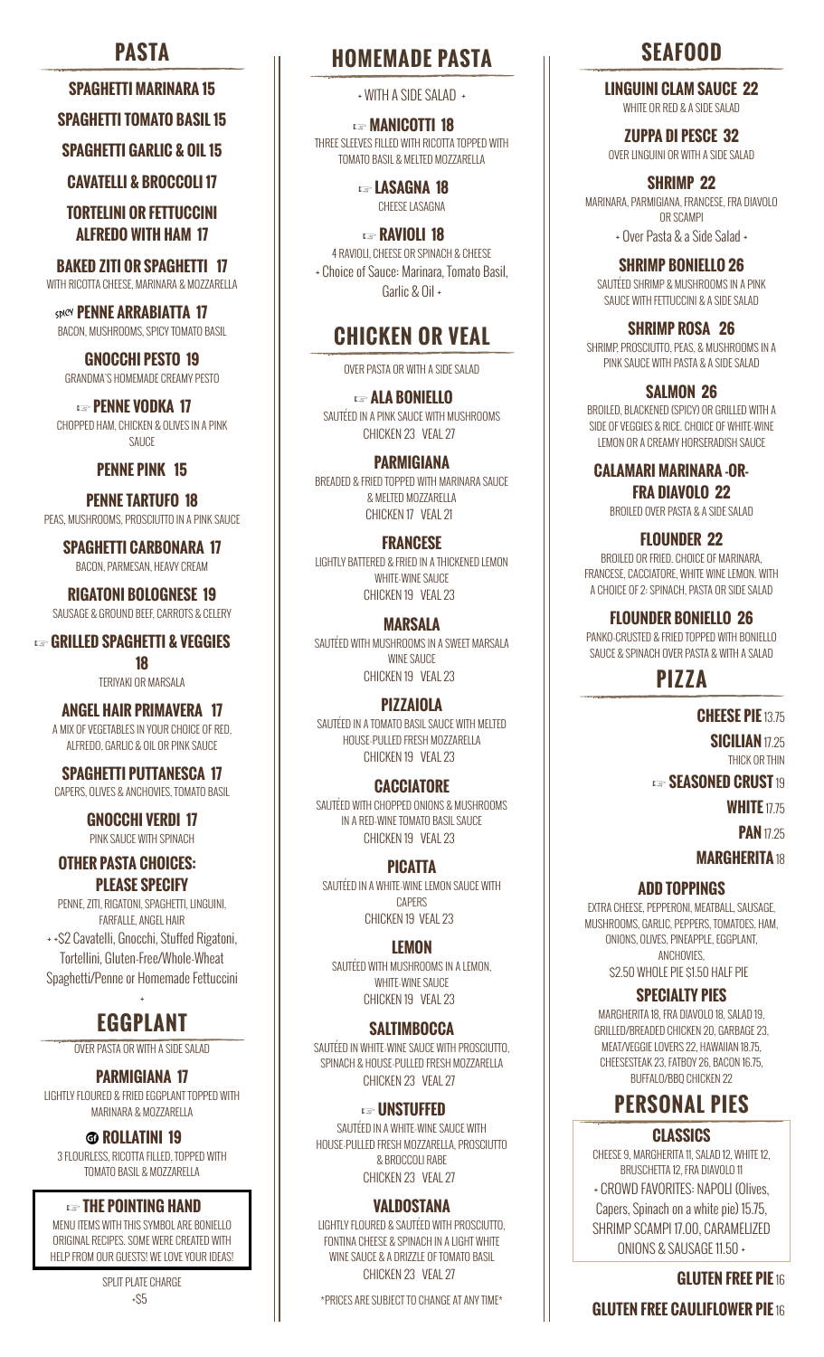# PASTA

**SPAGHETTI MARINARA 15**

**SPAGHETTI TOMATO BASIL 15**

**SPAGHETTI GARLIC & OIL 15**

**CAVATELLI & BROCCOLI 17**

**TORTELINI OR FETTUCCINI ALFREDO WITH HAM 17**

**BAKED ZITI OR SPAGHETTI 17**
WITH RICOTTA CHEESE, MARINARA & MOZZARELLA

SPICY **PENNE ARRABIATTA 17**
BACON, MUSHROOMS, SPICY TOMATO BASIL

**GNOCCHI PESTO 19**
GRANDMA'S HOMEMADE CREAMY PESTO

☞ **PENNE VODKA 17**
CHOPPED HAM, CHICKEN & OLIVES IN A PINK SAUCE

**PENNE PINK 15**

**PENNE TARTUFO 18**
PEAS, MUSHROOMS, PROSCIUTTO IN A PINK SAUCE

**SPAGHETTI CARBONARA 17**
BACON, PARMESAN, HEAVY CREAM

**RIGATONI BOLOGNESE 19**
SAUSAGE & GROUND BEEF, CARROTS & CELERY

☞ **GRILLED SPAGHETTI & VEGGIES 18**
TERIYAKI OR MARSALA

**ANGEL HAIR PRIMAVERA 17**
A MIX OF VEGETABLES IN YOUR CHOICE OF RED, ALFREDO, GARLIC & OIL OR PINK SAUCE

**SPAGHETTI PUTTANESCA 17**
CAPERS, OLIVES & ANCHOVIES, TOMATO BASIL

**GNOCCHI VERDI 17**
PINK SAUCE WITH SPINACH

**OTHER PASTA CHOICES: PLEASE SPECIFY**
PENNE, ZITI, RIGATONI, SPAGHETTI, LINGUINI, FARFALLE, ANGEL HAIR
+ +$2 Cavatelli, Gnocchi, Stuffed Rigatoni, Tortellini, Gluten-Free/Whole-Wheat Spaghetti/Penne or Homemade Fettuccini +

# EGGPLANT

OVER PASTA OR WITH A SIDE SALAD

**PARMIGIANA 17**
LIGHTLY FLOURED & FRIED EGGPLANT TOPPED WITH MARINARA & MOZZARELLA

GF **ROLLATINI 19**
3 FLOURLESS, RICOTTA FILLED, TOPPED WITH TOMATO BASIL & MOZZARELLA

**☞ THE POINTING HAND**
MENU ITEMS WITH THIS SYMBOL ARE BONIELLO ORIGINAL RECIPES. SOME WERE CREATED WITH HELP FROM OUR GUESTS! WE LOVE YOUR IDEAS!

SPLIT PLATE CHARGE +$5

# HOMEMADE PASTA

+ WITH A SIDE SALAD +

☞ **MANICOTTI 18**
THREE SLEEVES FILLED WITH RICOTTA TOPPED WITH TOMATO BASIL & MELTED MOZZARELLA

☞ **LASAGNA 18**
CHEESE LASAGNA

☞ **RAVIOLI 18**
4 RAVIOLI, CHEESE OR SPINACH & CHEESE
+ Choice of Sauce: Marinara, Tomato Basil, Garlic & Oil +

# CHICKEN OR VEAL

OVER PASTA OR WITH A SIDE SALAD

☞ **ALA BONIELLO**
SAUTÉED IN A PINK SAUCE WITH MUSHROOMS
CHICKEN 23 VEAL 27

**PARMIGIANA**
BREADED & FRIED TOPPED WITH MARINARA SAUCE & MELTED MOZZARELLA
CHICKEN 17 VEAL 21

**FRANCESE**
LIGHTLY BATTERED & FRIED IN A THICKENED LEMON WHITE-WINE SAUCE
CHICKEN 19 VEAL 23

**MARSALA**
SAUTÉED WITH MUSHROOMS IN A SWEET MARSALA WINE SAUCE
CHICKEN 19 VEAL 23

**PIZZAIOLA**
SAUTÉED IN A TOMATO BASIL SAUCE WITH MELTED HOUSE-PULLED FRESH MOZZARELLA
CHICKEN 19 VEAL 23

**CACCIATORE**
SAUTÉED WITH CHOPPED ONIONS & MUSHROOMS IN A RED-WINE TOMATO BASIL SAUCE
CHICKEN 19 VEAL 23

**PICATTA**
SAUTÉED IN A WHITE-WINE LEMON SAUCE WITH CAPERS
CHICKEN 19 VEAL 23

**LEMON**
SAUTÉED WITH MUSHROOMS IN A LEMON, WHITE-WINE SAUCE
CHICKEN 19 VEAL 23

**SALTIMBOCCA**
SAUTÉED IN WHITE-WINE SAUCE WITH PROSCIUTTO, SPINACH & HOUSE-PULLED FRESH MOZZARELLA
CHICKEN 23 VEAL 27

☞ **UNSTUFFED**
SAUTÉED IN A WHITE-WINE SAUCE WITH HOUSE-PULLED FRESH MOZZARELLA, PROSCIUTTO & BROCCOLI RABE
CHICKEN 23 VEAL 27

**VALDOSTANA**
LIGHTLY FLOURED & SAUTÉED WITH PROSCIUTTO, FONTINA CHEESE & SPINACH IN A LIGHT WHITE WINE SAUCE & A DRIZZLE OF TOMATO BASIL
CHICKEN 23 VEAL 27

*PRICES ARE SUBJECT TO CHANGE AT ANY TIME*

# SEAFOOD

**LINGUINI CLAM SAUCE 22**
WHITE OR RED & A SIDE SALAD

**ZUPPA DI PESCE 32**
OVER LINGUINI OR WITH A SIDE SALAD

**SHRIMP 22**
MARINARA, PARMIGIANA, FRANCESE, FRA DIAVOLO OR SCAMPI
+ Over Pasta & a Side Salad +

**SHRIMP BONIELLO 26**
SAUTÉED SHRIMP & MUSHROOMS IN A PINK SAUCE WITH FETTUCCINI & A SIDE SALAD

**SHRIMP ROSA 26**
SHRIMP, PROSCIUTTO, PEAS, & MUSHROOMS IN A PINK SAUCE WITH PASTA & A SIDE SALAD

**SALMON 26**
BROILED, BLACKENED (SPICY) OR GRILLED WITH A SIDE OF VEGGIES & RICE. CHOICE OF WHITE-WINE LEMON OR A CREAMY HORSERADISH SAUCE

**CALAMARI MARINARA -OR- FRA DIAVOLO 22**
BROILED OVER PASTA & A SIDE SALAD

**FLOUNDER 22**
BROILED OR FRIED. CHOICE OF MARINARA, FRANCESE, CACCIATORE, WHITE WINE LEMON. WITH A CHOICE OF 2: SPINACH, PASTA OR SIDE SALAD

**FLOUNDER BONIELLO 26**
PANKO-CRUSTED & FRIED TOPPED WITH BONIELLO SAUCE & SPINACH OVER PASTA & WITH A SALAD

# PIZZA

**CHEESE PIE** 13.75

**SICILIAN** 17.25
THICK OR THIN

☞ **SEASONED CRUST** 19

**WHITE** 17.75

**PAN** 17.25

**MARGHERITA** 18

**ADD TOPPINGS**
EXTRA CHEESE, PEPPERONI, MEATBALL, SAUSAGE, MUSHROOMS, GARLIC, PEPPERS, TOMATOES, HAM, ONIONS, OLIVES, PINEAPPLE, EGGPLANT, ANCHOVIES,
$2.50 WHOLE PIE $1.50 HALF PIE

**SPECIALTY PIES**
MARGHERITA 18, FRA DIAVOLO 18, SALAD 19, GRILLED/BREADED CHICKEN 20, GARBAGE 23, MEAT/VEGGIE LOVERS 22, HAWAIIAN 18.75, CHEESESTEAK 23, FATBOY 26, BACON 16.75, BUFFALO/BBQ CHICKEN 22

# PERSONAL PIES

**CLASSICS**
CHEESE 9, MARGHERITA 11, SALAD 12, WHITE 12, BRUSCHETTA 12, FRA DIAVOLO 11
+ CROWD FAVORITES: NAPOLI (Olives, Capers, Spinach on a white pie) 15.75, SHRIMP SCAMPI 17.00, CARAMELIZED ONIONS & SAUSAGE 11.50 +

**GLUTEN FREE PIE** 16

**GLUTEN FREE CAULIFLOWER PIE** 16